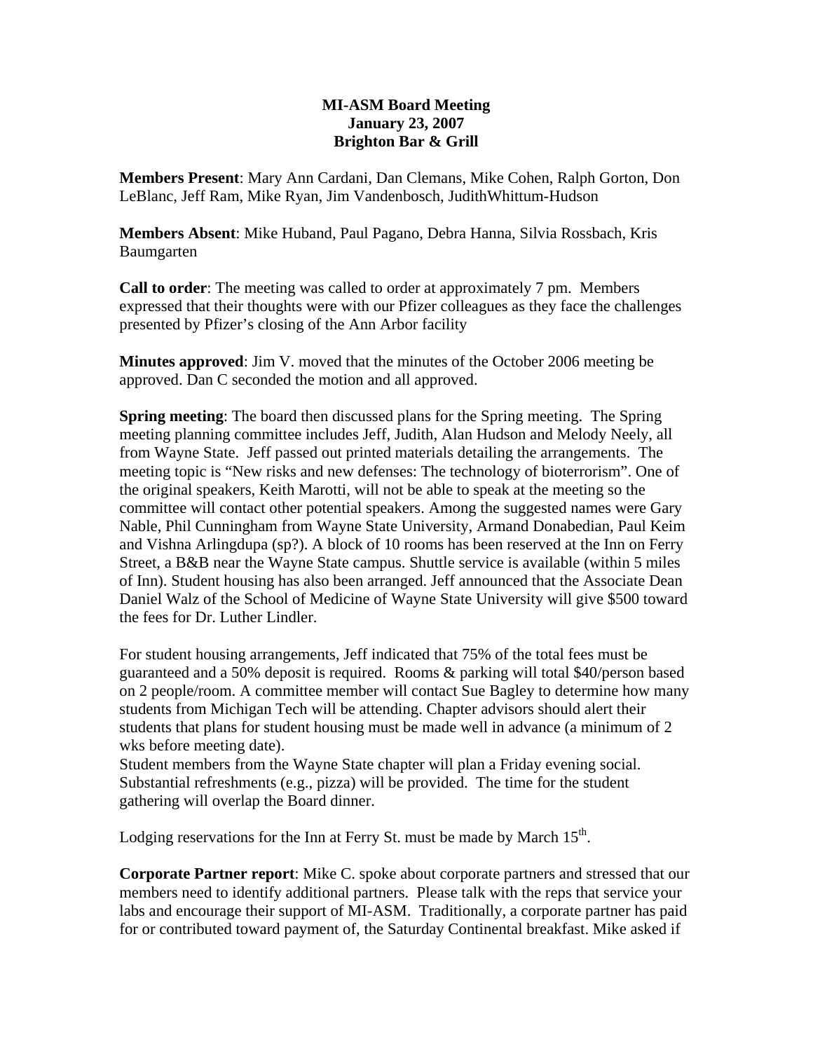**MI-ASM Board Meeting**
**January 23, 2007**
**Brighton Bar & Grill**

**Members Present**: Mary Ann Cardani, Dan Clemans, Mike Cohen, Ralph Gorton, Don LeBlanc, Jeff Ram, Mike Ryan, Jim Vandenbosch, JudithWhittum-Hudson

**Members Absent**: Mike Huband, Paul Pagano, Debra Hanna, Silvia Rossbach, Kris Baumgarten

**Call to order**: The meeting was called to order at approximately 7 pm. Members expressed that their thoughts were with our Pfizer colleagues as they face the challenges presented by Pfizer's closing of the Ann Arbor facility

**Minutes approved**: Jim V. moved that the minutes of the October 2006 meeting be approved. Dan C seconded the motion and all approved.

**Spring meeting**: The board then discussed plans for the Spring meeting. The Spring meeting planning committee includes Jeff, Judith, Alan Hudson and Melody Neely, all from Wayne State. Jeff passed out printed materials detailing the arrangements. The meeting topic is "New risks and new defenses: The technology of bioterrorism". One of the original speakers, Keith Marotti, will not be able to speak at the meeting so the committee will contact other potential speakers. Among the suggested names were Gary Nable, Phil Cunningham from Wayne State University, Armand Donabedian, Paul Keim and Vishna Arlingdupa (sp?). A block of 10 rooms has been reserved at the Inn on Ferry Street, a B&B near the Wayne State campus. Shuttle service is available (within 5 miles of Inn). Student housing has also been arranged. Jeff announced that the Associate Dean Daniel Walz of the School of Medicine of Wayne State University will give $500 toward the fees for Dr. Luther Lindler.

For student housing arrangements, Jeff indicated that 75% of the total fees must be guaranteed and a 50% deposit is required. Rooms & parking will total $40/person based on 2 people/room. A committee member will contact Sue Bagley to determine how many students from Michigan Tech will be attending. Chapter advisors should alert their students that plans for student housing must be made well in advance (a minimum of 2 wks before meeting date).
Student members from the Wayne State chapter will plan a Friday evening social. Substantial refreshments (e.g., pizza) will be provided. The time for the student gathering will overlap the Board dinner.

Lodging reservations for the Inn at Ferry St. must be made by March 15th.

**Corporate Partner report**: Mike C. spoke about corporate partners and stressed that our members need to identify additional partners. Please talk with the reps that service your labs and encourage their support of MI-ASM. Traditionally, a corporate partner has paid for or contributed toward payment of, the Saturday Continental breakfast. Mike asked if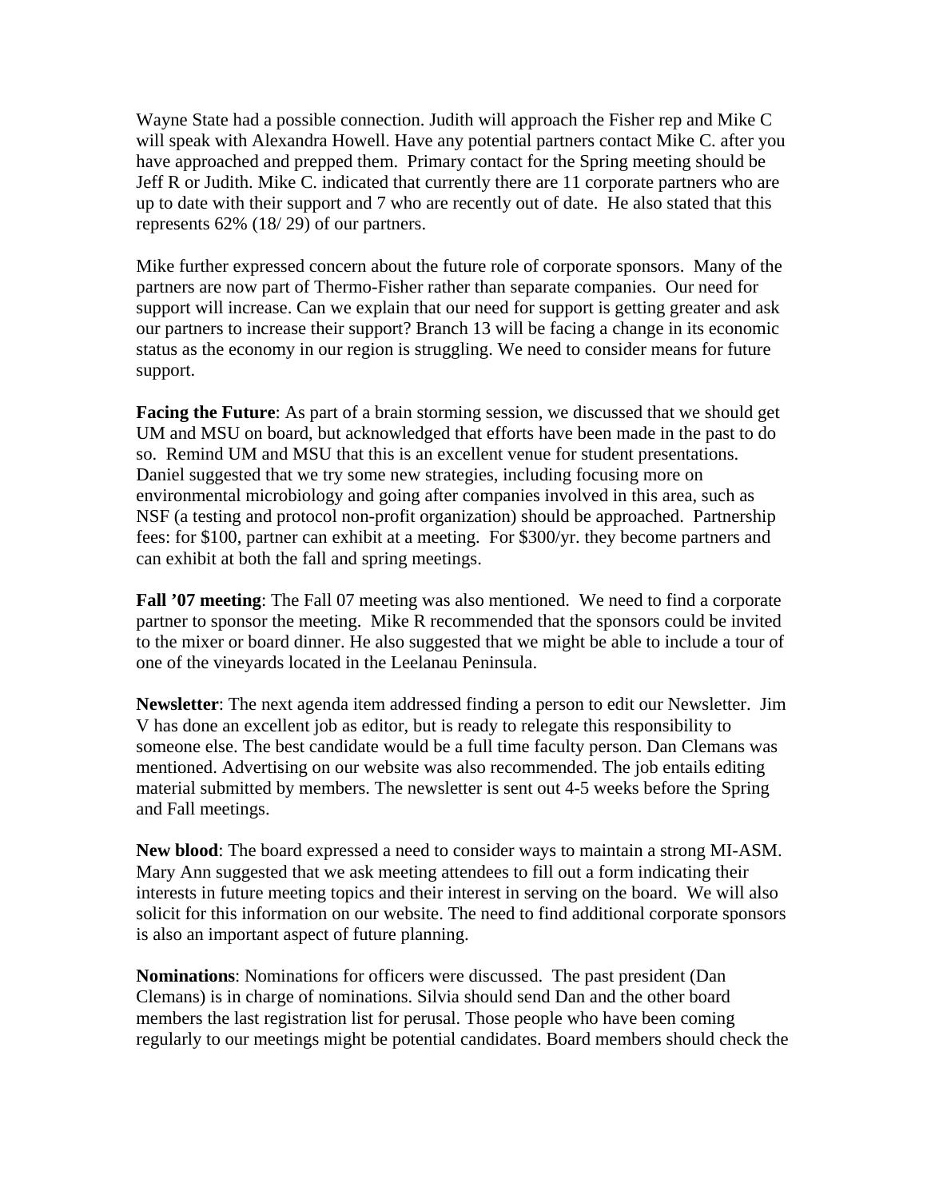Wayne State had a possible connection. Judith will approach the Fisher rep and Mike C will speak with Alexandra Howell. Have any potential partners contact Mike C. after you have approached and prepped them. Primary contact for the Spring meeting should be Jeff R or Judith. Mike C. indicated that currently there are 11 corporate partners who are up to date with their support and 7 who are recently out of date. He also stated that this represents 62% (18/ 29) of our partners.

Mike further expressed concern about the future role of corporate sponsors. Many of the partners are now part of Thermo-Fisher rather than separate companies. Our need for support will increase. Can we explain that our need for support is getting greater and ask our partners to increase their support? Branch 13 will be facing a change in its economic status as the economy in our region is struggling. We need to consider means for future support.

**Facing the Future**: As part of a brain storming session, we discussed that we should get UM and MSU on board, but acknowledged that efforts have been made in the past to do so. Remind UM and MSU that this is an excellent venue for student presentations. Daniel suggested that we try some new strategies, including focusing more on environmental microbiology and going after companies involved in this area, such as NSF (a testing and protocol non-profit organization) should be approached. Partnership fees: for $100, partner can exhibit at a meeting. For $300/yr. they become partners and can exhibit at both the fall and spring meetings.

**Fall '07 meeting**: The Fall 07 meeting was also mentioned. We need to find a corporate partner to sponsor the meeting. Mike R recommended that the sponsors could be invited to the mixer or board dinner. He also suggested that we might be able to include a tour of one of the vineyards located in the Leelanau Peninsula.

**Newsletter**: The next agenda item addressed finding a person to edit our Newsletter. Jim V has done an excellent job as editor, but is ready to relegate this responsibility to someone else. The best candidate would be a full time faculty person. Dan Clemans was mentioned. Advertising on our website was also recommended. The job entails editing material submitted by members. The newsletter is sent out 4-5 weeks before the Spring and Fall meetings.

**New blood**: The board expressed a need to consider ways to maintain a strong MI-ASM. Mary Ann suggested that we ask meeting attendees to fill out a form indicating their interests in future meeting topics and their interest in serving on the board. We will also solicit for this information on our website. The need to find additional corporate sponsors is also an important aspect of future planning.

**Nominations**: Nominations for officers were discussed. The past president (Dan Clemans) is in charge of nominations. Silvia should send Dan and the other board members the last registration list for perusal. Those people who have been coming regularly to our meetings might be potential candidates. Board members should check the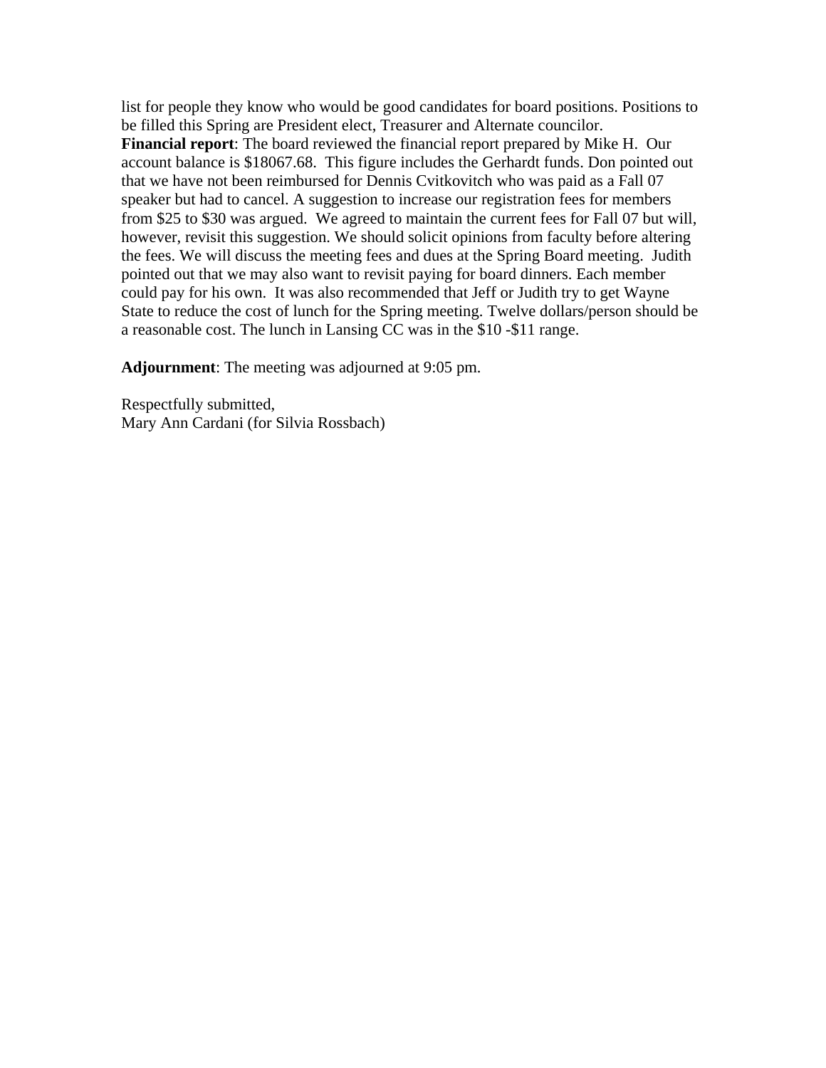list for people they know who would be good candidates for board positions. Positions to be filled this Spring are President elect, Treasurer and Alternate councilor.
**Financial report**: The board reviewed the financial report prepared by Mike H. Our account balance is $18067.68. This figure includes the Gerhardt funds. Don pointed out that we have not been reimbursed for Dennis Cvitkovitch who was paid as a Fall 07 speaker but had to cancel. A suggestion to increase our registration fees for members from $25 to $30 was argued. We agreed to maintain the current fees for Fall 07 but will, however, revisit this suggestion. We should solicit opinions from faculty before altering the fees. We will discuss the meeting fees and dues at the Spring Board meeting. Judith pointed out that we may also want to revisit paying for board dinners. Each member could pay for his own. It was also recommended that Jeff or Judith try to get Wayne State to reduce the cost of lunch for the Spring meeting. Twelve dollars/person should be a reasonable cost. The lunch in Lansing CC was in the $10 -$11 range.

**Adjournment**: The meeting was adjourned at 9:05 pm.

Respectfully submitted,
Mary Ann Cardani (for Silvia Rossbach)